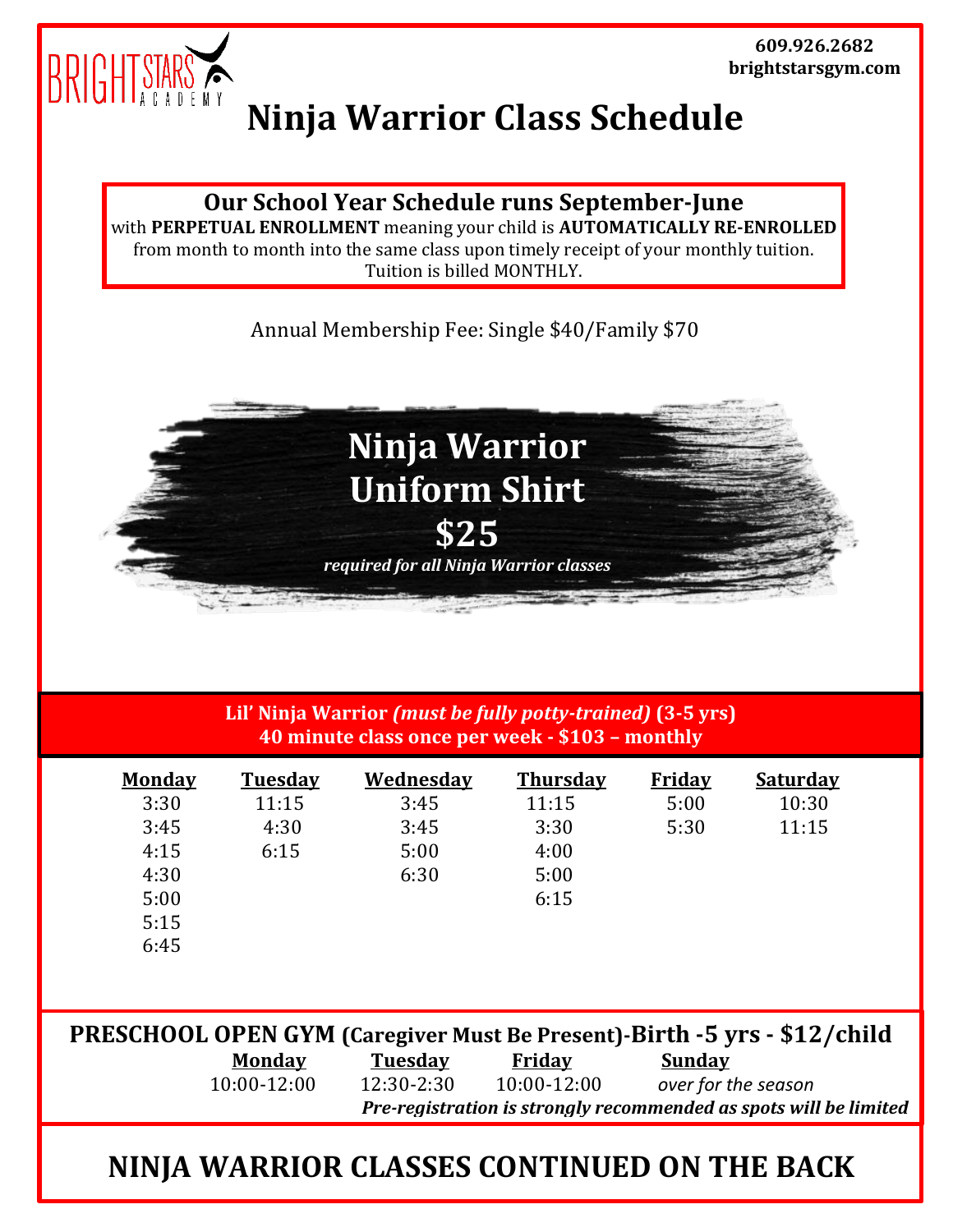BRIGHTSTARS ACADEMY

**609.926.2682**
**brightstarsgym.com**

# Ninja Warrior Class Schedule

**Our School Year Schedule runs September-June**
with **PERPETUAL ENROLLMENT** meaning your child is **AUTOMATICALLY RE-ENROLLED** from month to month into the same class upon timely receipt of your monthly tuition. Tuition is billed MONTHLY.

Annual Membership Fee: Single $40/Family $70

## Ninja Warrior Uniform Shirt $25

***required for all Ninja Warrior classes***

### Lil' Ninja Warrior *(must be fully potty-trained)* (3-5 yrs)

**40 minute class once per week - $103 – monthly**

| Monday | Tuesday | Wednesday | Thursday | Friday | Saturday |
|---|---|---|---|---|---|
| 3:30 | 11:15 | 3:45 | 11:15 | 5:00 | 10:30 |
| 3:45 | 4:30 | 3:45 | 3:30 | 5:30 | 11:15 |
| 4:15 | 6:15 | 5:00 | 4:00 | | |
| 4:30 | | 6:30 | 5:00 | | |
| 5:00 | | | 6:15 | | |
| 5:15 | | | | | |
| 6:45 | | | | | |

### PRESCHOOL OPEN GYM (Caregiver Must Be Present)-Birth -5 yrs - $12/child

| Monday | Tuesday | Friday | Sunday |
|---|---|---|---|
| 10:00-12:00 | 12:30-2:30 | 10:00-12:00 | *over for the season* |

***Pre-registration is strongly recommended as spots will be limited***

## NINJA WARRIOR CLASSES CONTINUED ON THE BACK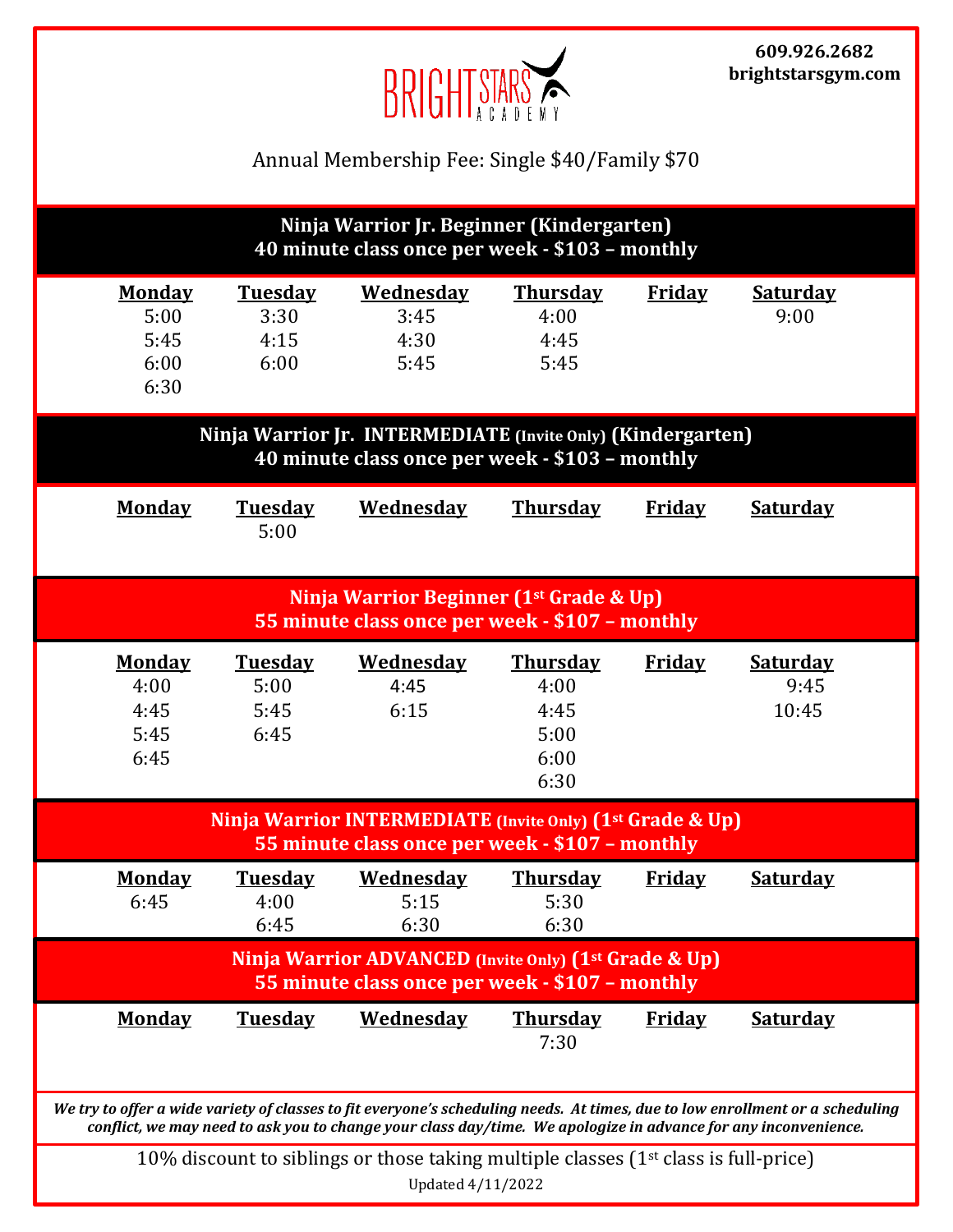609.926.2682
brightstarsgym.com

# BRIGHT STARS ACADEMY

Annual Membership Fee: Single $40/Family $70

## Ninja Warrior Jr. Beginner (Kindergarten)
**40 minute class once per week - $103 – monthly**

| Monday | Tuesday | Wednesday | Thursday | Friday | Saturday |
|---|---|---|---|---|---|
| 5:00 | 3:30 | 3:45 | 4:00 | | 9:00 |
| 5:45 | 4:15 | 4:30 | 4:45 | | |
| 6:00 | 6:00 | 5:45 | 5:45 | | |
| 6:30 | | | | | |

## Ninja Warrior Jr. INTERMEDIATE (Invite Only) (Kindergarten)
**40 minute class once per week - $103 – monthly**

| Monday | Tuesday | Wednesday | Thursday | Friday | Saturday |
|---|---|---|---|---|---|
| | 5:00 | | | | |

## Ninja Warrior Beginner (1st Grade & Up)
**55 minute class once per week - $107 – monthly**

| Monday | Tuesday | Wednesday | Thursday | Friday | Saturday |
|---|---|---|---|---|---|
| 4:00 | 5:00 | 4:45 | 4:00 | | 9:45 |
| 4:45 | 5:45 | 6:15 | 4:45 | | 10:45 |
| 5:45 | 6:45 | | 5:00 | | |
| 6:45 | | | 6:00 | | |
| | | | 6:30 | | |

## Ninja Warrior INTERMEDIATE (Invite Only) (1st Grade & Up)
**55 minute class once per week - $107 – monthly**

| Monday | Tuesday | Wednesday | Thursday | Friday | Saturday |
|---|---|---|---|---|---|
| 6:45 | 4:00 | 5:15 | 5:30 | | |
| | 6:45 | 6:30 | 6:30 | | |

## Ninja Warrior ADVANCED (Invite Only) (1st Grade & Up)
**55 minute class once per week - $107 – monthly**

| Monday | Tuesday | Wednesday | Thursday | Friday | Saturday |
|---|---|---|---|---|---|
| | | | 7:30 | | |

***We try to offer a wide variety of classes to fit everyone's scheduling needs. At times, due to low enrollment or a scheduling conflict, we may need to ask you to change your class day/time. We apologize in advance for any inconvenience.***

10% discount to siblings or those taking multiple classes (1st class is full-price)

Updated 4/11/2022